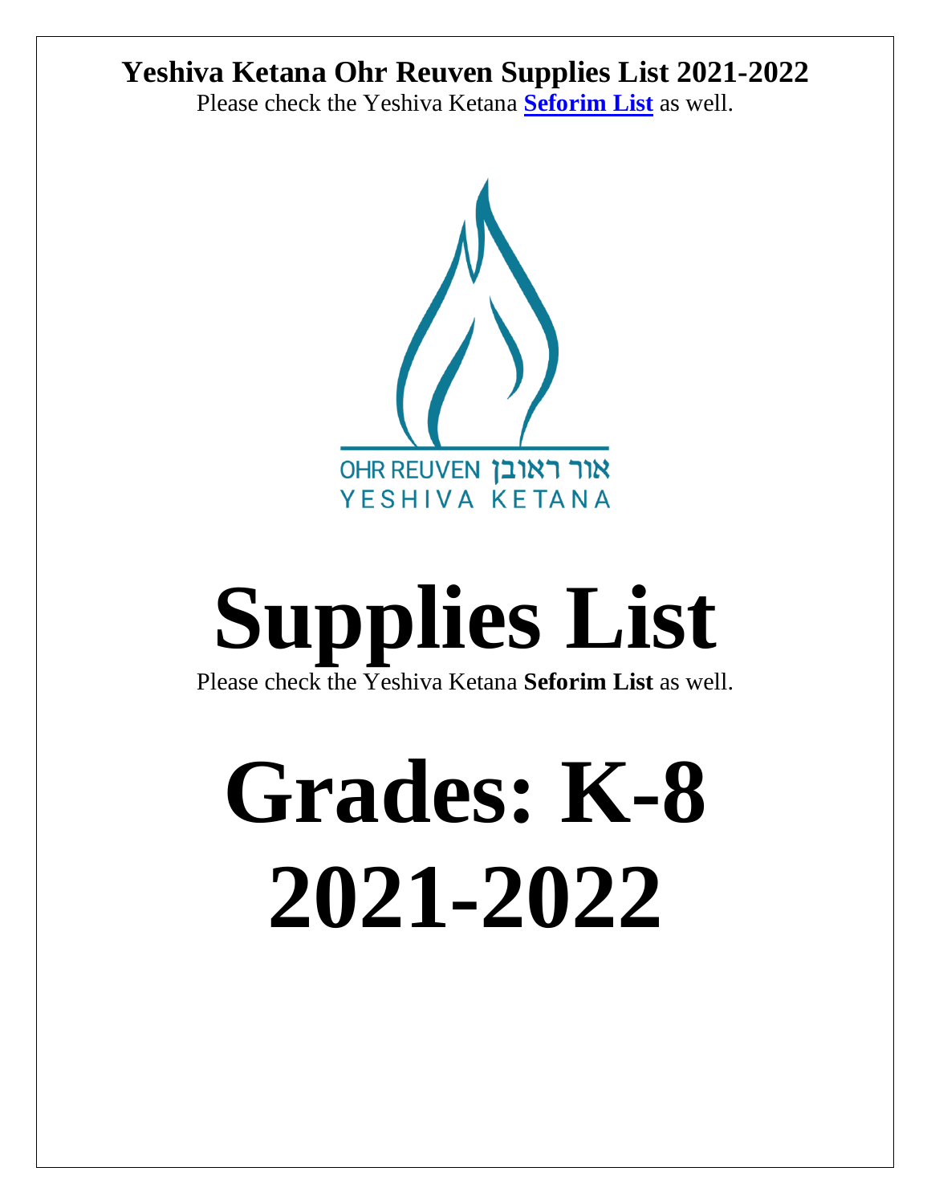# Yeshiva Ketana Ohr Reuven Supplies List 2021-2022

Please check the Yeshiva Ketana **[Seforim List]** as well.

OHR REUVEN אור ראובן
YESHIVA KETANA

# Supplies List

Please check the Yeshiva Ketana **Seforim List** as well.

# Grades: K-8
# 2021-2022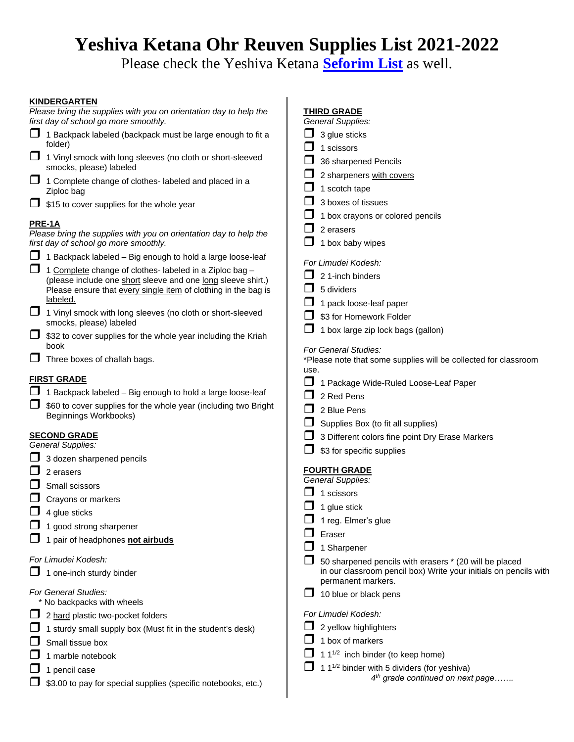# Yeshiva Ketana Ohr Reuven Supplies List 2021-2022

Please check the Yeshiva Ketana **[Seforim List]** as well.

## KINDERGARTEN

*Please bring the supplies with you on orientation day to help the first day of school go more smoothly.*

- ❒ 1 Backpack labeled (backpack must be large enough to fit a folder)
- ❒ 1 Vinyl smock with long sleeves (no cloth or short-sleeved smocks, please) labeled
- ❒ 1 Complete change of clothes- labeled and placed in a Ziploc bag
- ❒ $15 to cover supplies for the whole year

## PRE-1A

*Please bring the supplies with you on orientation day to help the first day of school go more smoothly.*

- ❒ 1 Backpack labeled – Big enough to hold a large loose-leaf
- ❒ 1 Complete change of clothes- labeled in a Ziploc bag – (please include one short sleeve and one long sleeve shirt.) Please ensure that every single item of clothing in the bag is labeled.
- ❒ 1 Vinyl smock with long sleeves (no cloth or short-sleeved smocks, please) labeled
- ❒ $32 to cover supplies for the whole year including the Kriah book
- ❒ Three boxes of challah bags.

## FIRST GRADE

- ❒ 1 Backpack labeled – Big enough to hold a large loose-leaf
- ❒ $60 to cover supplies for the whole year (including two Bright Beginnings Workbooks)

## SECOND GRADE

*General Supplies:*

- ❒ 3 dozen sharpened pencils
- ❒ 2 erasers
- ❒ Small scissors
- ❒ Crayons or markers
- ❒ 4 glue sticks
- ❒ 1 good strong sharpener
- ❒ 1 pair of headphones **not airbuds**

*For Limudei Kodesh:*

- ❒ 1 one-inch sturdy binder

*For General Studies:*

\* No backpacks with wheels

- ❒ 2 hard plastic two-pocket folders
- ❒ 1 sturdy small supply box (Must fit in the student's desk)
- ❒ Small tissue box
- ❒ 1 marble notebook
- ❒ 1 pencil case
- ❒ $3.00 to pay for special supplies (specific notebooks, etc.)

## THIRD GRADE

*General Supplies:*

- ❒ 3 glue sticks
- ❒ 1 scissors
- ❒ 36 sharpened Pencils
- ❒ 2 sharpeners with covers
- ❒ 1 scotch tape
- ❒ 3 boxes of tissues
- ❒ 1 box crayons or colored pencils
- ❒ 2 erasers
- ❒ 1 box baby wipes

*For Limudei Kodesh:*

- ❒ 2 1-inch binders
- ❒ 5 dividers
- ❒ 1 pack loose-leaf paper
- ❒ $3 for Homework Folder
- ❒ 1 box large zip lock bags (gallon)

*For General Studies:*

*Please note that some supplies will be collected for classroom use.

- ❒ 1 Package Wide-Ruled Loose-Leaf Paper
- ❒ 2 Red Pens
- ❒ 2 Blue Pens
- ❒ Supplies Box (to fit all supplies)
- ❒ 3 Different colors fine point Dry Erase Markers
- ❒ $3 for specific supplies

## FOURTH GRADE

*General Supplies:*

- ❒ 1 scissors
- ❒ 1 glue stick
- ❒ 1 reg. Elmer's glue
- ❒ Eraser
- ❒ 1 Sharpener
- ❒ 50 sharpened pencils with erasers * (20 will be placed in our classroom pencil box) Write your initials on pencils with permanent markers.
- ❒ 10 blue or black pens

*For Limudei Kodesh:*

- ❒ 2 yellow highlighters
- ❒ 1 box of markers
- ❒ 1 $1^{1/2}$ inch binder (to keep home)
- ❒ 1 $1^{1/2}$ binder with 5 dividers (for yeshiva)

*4th grade continued on next page…….*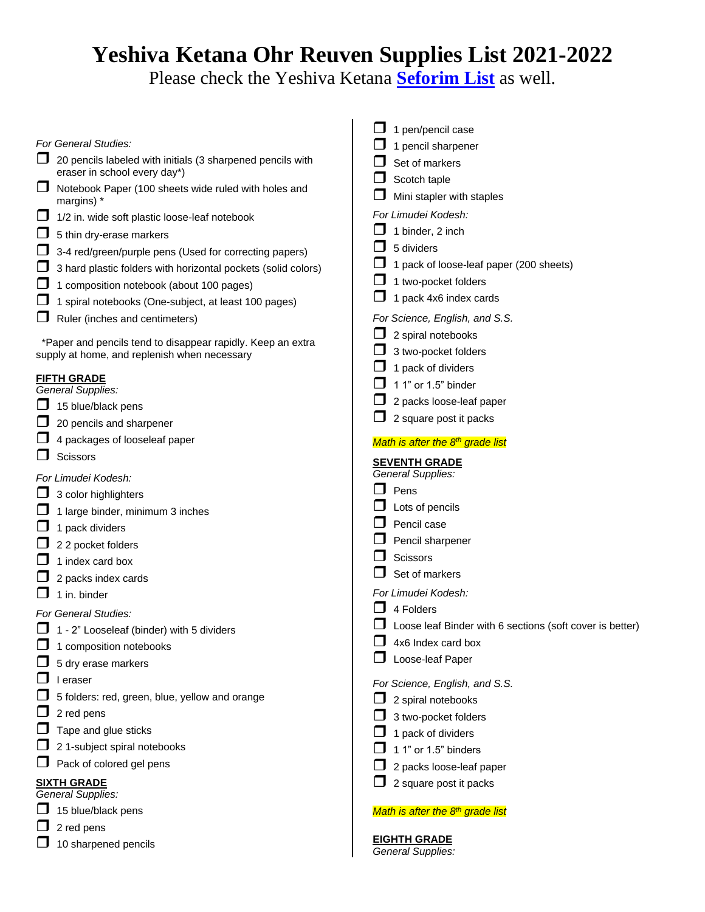# Yeshiva Ketana Ohr Reuven Supplies List 2021-2022

Please check the Yeshiva Ketana **Seforim List** as well.

*For General Studies:*

- ❒ 20 pencils labeled with initials (3 sharpened pencils with eraser in school every day*)
- ❒ Notebook Paper (100 sheets wide ruled with holes and margins) *
- ❒ 1/2 in. wide soft plastic loose-leaf notebook
- ❒ 5 thin dry-erase markers
- ❒ 3-4 red/green/purple pens (Used for correcting papers)
- ❒ 3 hard plastic folders with horizontal pockets (solid colors)
- ❒ 1 composition notebook (about 100 pages)
- ❒ 1 spiral notebooks (One-subject, at least 100 pages)
- ❒ Ruler (inches and centimeters)

*Paper and pencils tend to disappear rapidly. Keep an extra supply at home, and replenish when necessary

**FIFTH GRADE**

*General Supplies:*

- ❒ 15 blue/black pens
- ❒ 20 pencils and sharpener
- ❒ 4 packages of looseleaf paper
- ❒ Scissors

*For Limudei Kodesh:*

- ❒ 3 color highlighters
- ❒ 1 large binder, minimum 3 inches
- ❒ 1 pack dividers
- ❒ 2 2 pocket folders
- ❒ 1 index card box
- ❒ 2 packs index cards
- ❒ 1 in. binder

*For General Studies:*

- ❒ 1 - 2" Looseleaf (binder) with 5 dividers
- ❒ 1 composition notebooks
- ❒ 5 dry erase markers
- ❒ I eraser
- ❒ 5 folders: red, green, blue, yellow and orange
- ❒ 2 red pens
- ❒ Tape and glue sticks
- ❒ 2 1-subject spiral notebooks
- ❒ Pack of colored gel pens

**SIXTH GRADE**

*General Supplies:*

- ❒ 15 blue/black pens
- ❒ 2 red pens
- ❒ 10 sharpened pencils
- ❒ 1 pen/pencil case
- ❒ 1 pencil sharpener
- ❒ Set of markers
- ❒ Scotch taple
- ❒ Mini stapler with staples

*For Limudei Kodesh:*

- ❒ 1 binder, 2 inch
- ❒ 5 dividers
- ❒ 1 pack of loose-leaf paper (200 sheets)
- ❒ 1 two-pocket folders
- ❒ 1 pack 4x6 index cards

*For Science, English, and S.S.*

- ❒ 2 spiral notebooks
- ❒ 3 two-pocket folders
- ❒ 1 pack of dividers
- ❒ 1 1" or 1.5" binder
- ❒ 2 packs loose-leaf paper
- ❒ 2 square post it packs

*Math is after the 8th grade list*

**SEVENTH GRADE**

*General Supplies:*

- ❒ Pens
- ❒ Lots of pencils
- ❒ Pencil case
- ❒ Pencil sharpener
- ❒ Scissors
- ❒ Set of markers

*For Limudei Kodesh:*

- ❒ 4 Folders
- ❒ Loose leaf Binder with 6 sections (soft cover is better)
- ❒ 4x6 Index card box
- ❒ Loose-leaf Paper

*For Science, English, and S.S.*

- ❒ 2 spiral notebooks
- ❒ 3 two-pocket folders
- ❒ 1 pack of dividers
- ❒ 1 1" or 1.5" binders
- ❒ 2 packs loose-leaf paper
- ❒ 2 square post it packs

*Math is after the 8th grade list*

**EIGHTH GRADE**

*General Supplies:*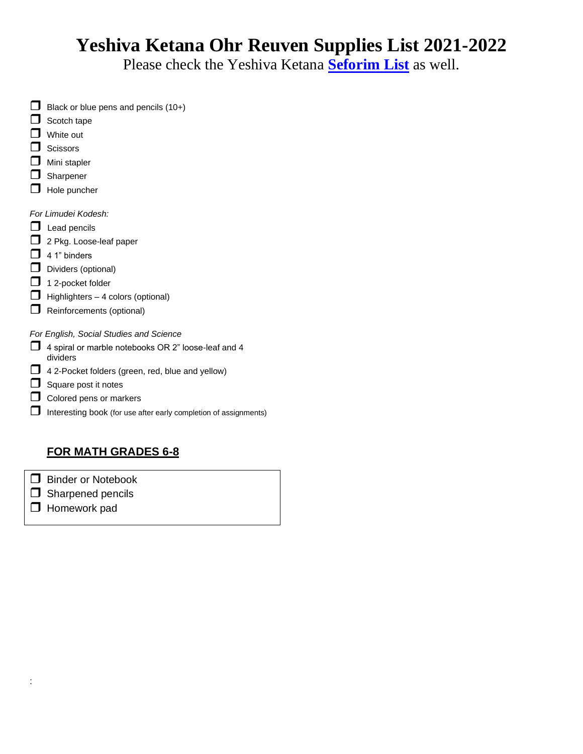# Yeshiva Ketana Ohr Reuven Supplies List 2021-2022

Please check the Yeshiva Ketana **Seforim List** as well.

- [ ] Black or blue pens and pencils (10+)
- [ ] Scotch tape
- [ ] White out
- [ ] Scissors
- [ ] Mini stapler
- [ ] Sharpener
- [ ] Hole puncher

*For Limudei Kodesh:*

- [ ] Lead pencils
- [ ] 2 Pkg. Loose-leaf paper
- [ ] 4 1" binders
- [ ] Dividers (optional)
- [ ] 1 2-pocket folder
- [ ] Highlighters – 4 colors (optional)
- [ ] Reinforcements (optional)

*For English, Social Studies and Science*

- [ ] 4 spiral or marble notebooks OR 2" loose-leaf and 4 dividers
- [ ] 4 2-Pocket folders (green, red, blue and yellow)
- [ ] Square post it notes
- [ ] Colored pens or markers
- [ ] Interesting book (for use after early completion of assignments)

## FOR MATH GRADES 6-8

- [ ] Binder or Notebook
- [ ] Sharpened pencils
- [ ] Homework pad

: